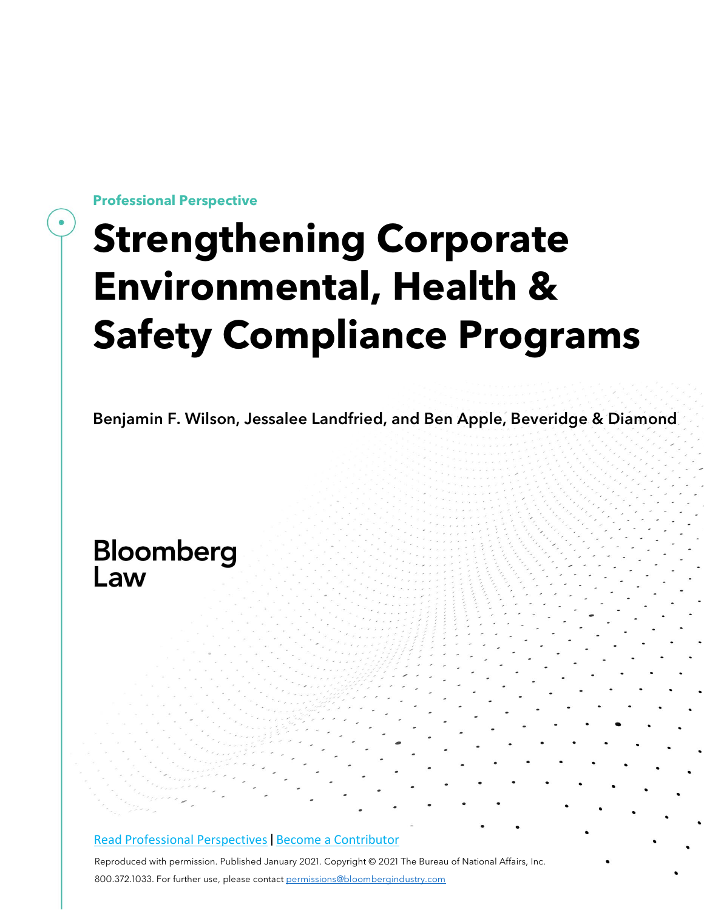**Professional Perspective**

# Strengthening Corporate Environmental, Health & Safety Compliance Programs

Benjamin F. Wilson, Jessalee Landfried, and Ben Apple, Beveridge & Diamond

Bloomberg Law

[Read Professional Perspectives](#) | [Become a Contributor](#)

Reproduced with permission. Published January 2021. Copyright © 2021 The Bureau of National Affairs, Inc. 800.372.1033. For further use, please contact permissions@bloombergindustry.com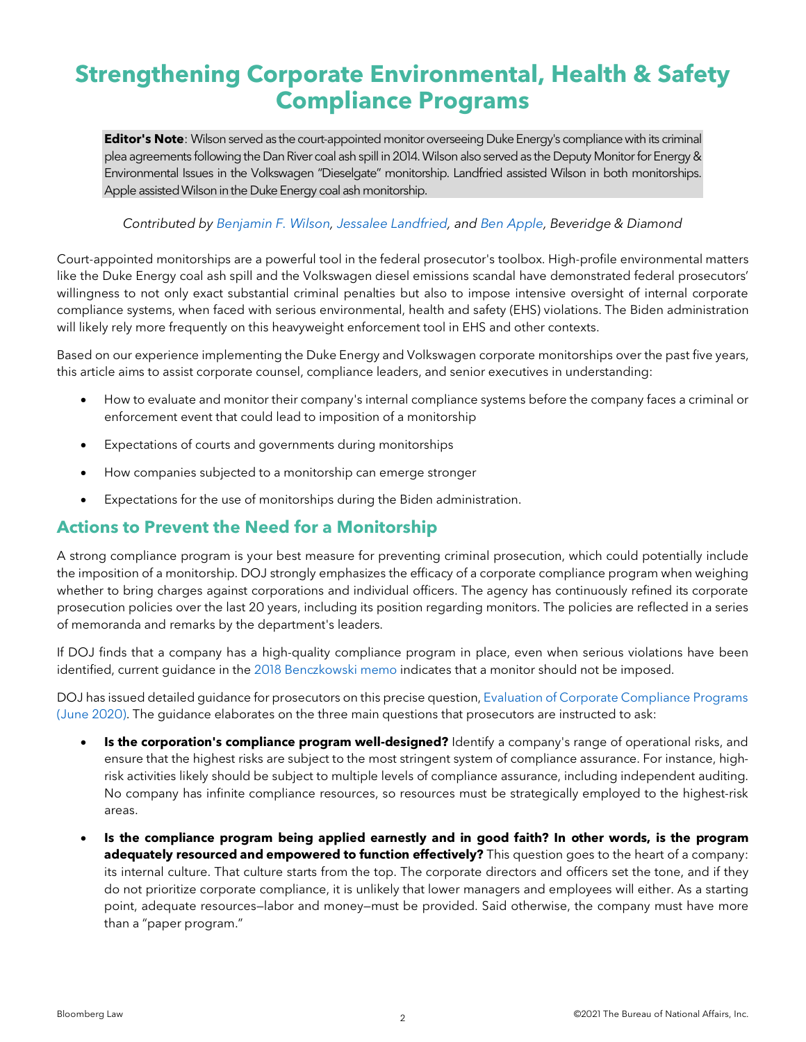# Strengthening Corporate Environmental, Health & Safety Compliance Programs

**Editor's Note**: Wilson served as the court-appointed monitor overseeing Duke Energy's compliance with its criminal plea agreements following the Dan River coal ash spill in 2014. Wilson also served as the Deputy Monitor for Energy & Environmental Issues in the Volkswagen "Dieselgate" monitorship. Landfried assisted Wilson in both monitorships. Apple assisted Wilson in the Duke Energy coal ash monitorship.

*Contributed by Benjamin F. Wilson, Jessalee Landfried, and Ben Apple, Beveridge & Diamond*

Court-appointed monitorships are a powerful tool in the federal prosecutor's toolbox. High-profile environmental matters like the Duke Energy coal ash spill and the Volkswagen diesel emissions scandal have demonstrated federal prosecutors' willingness to not only exact substantial criminal penalties but also to impose intensive oversight of internal corporate compliance systems, when faced with serious environmental, health and safety (EHS) violations. The Biden administration will likely rely more frequently on this heavyweight enforcement tool in EHS and other contexts.

Based on our experience implementing the Duke Energy and Volkswagen corporate monitorships over the past five years, this article aims to assist corporate counsel, compliance leaders, and senior executives in understanding:

- How to evaluate and monitor their company's internal compliance systems before the company faces a criminal or enforcement event that could lead to imposition of a monitorship
- Expectations of courts and governments during monitorships
- How companies subjected to a monitorship can emerge stronger
- Expectations for the use of monitorships during the Biden administration.

## Actions to Prevent the Need for a Monitorship

A strong compliance program is your best measure for preventing criminal prosecution, which could potentially include the imposition of a monitorship. DOJ strongly emphasizes the efficacy of a corporate compliance program when weighing whether to bring charges against corporations and individual officers. The agency has continuously refined its corporate prosecution policies over the last 20 years, including its position regarding monitors. The policies are reflected in a series of memoranda and remarks by the department's leaders.

If DOJ finds that a company has a high-quality compliance program in place, even when serious violations have been identified, current guidance in the 2018 Benczkowski memo indicates that a monitor should not be imposed.

DOJ has issued detailed guidance for prosecutors on this precise question, Evaluation of Corporate Compliance Programs (June 2020). The guidance elaborates on the three main questions that prosecutors are instructed to ask:

- **Is the corporation's compliance program well-designed?** Identify a company's range of operational risks, and ensure that the highest risks are subject to the most stringent system of compliance assurance. For instance, high-risk activities likely should be subject to multiple levels of compliance assurance, including independent auditing. No company has infinite compliance resources, so resources must be strategically employed to the highest-risk areas.
- **Is the compliance program being applied earnestly and in good faith? In other words, is the program adequately resourced and empowered to function effectively?** This question goes to the heart of a company: its internal culture. That culture starts from the top. The corporate directors and officers set the tone, and if they do not prioritize corporate compliance, it is unlikely that lower managers and employees will either. As a starting point, adequate resources—labor and money—must be provided. Said otherwise, the company must have more than a "paper program."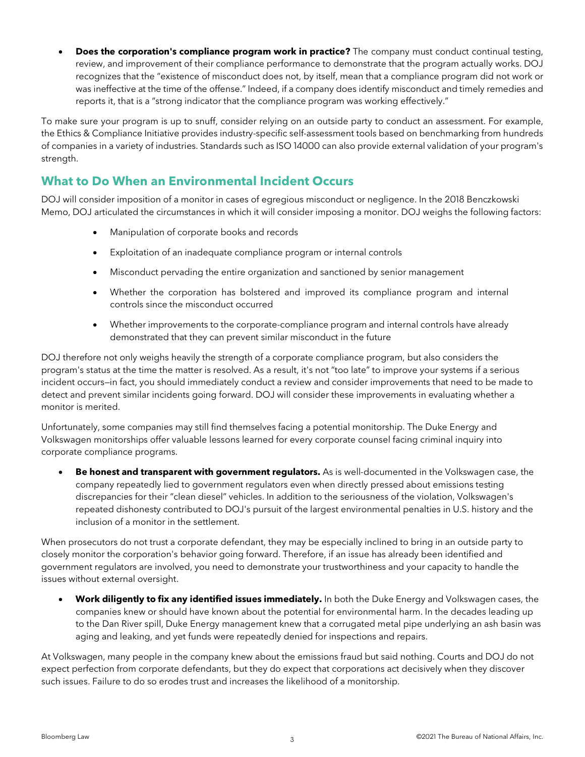- **Does the corporation's compliance program work in practice?** The company must conduct continual testing, review, and improvement of their compliance performance to demonstrate that the program actually works. DOJ recognizes that the "existence of misconduct does not, by itself, mean that a compliance program did not work or was ineffective at the time of the offense." Indeed, if a company does identify misconduct and timely remedies and reports it, that is a "strong indicator that the compliance program was working effectively."

To make sure your program is up to snuff, consider relying on an outside party to conduct an assessment. For example, the Ethics & Compliance Initiative provides industry-specific self-assessment tools based on benchmarking from hundreds of companies in a variety of industries. Standards such as ISO 14000 can also provide external validation of your program's strength.

## What to Do When an Environmental Incident Occurs

DOJ will consider imposition of a monitor in cases of egregious misconduct or negligence. In the 2018 Benczkowski Memo, DOJ articulated the circumstances in which it will consider imposing a monitor. DOJ weighs the following factors:

- Manipulation of corporate books and records
- Exploitation of an inadequate compliance program or internal controls
- Misconduct pervading the entire organization and sanctioned by senior management
- Whether the corporation has bolstered and improved its compliance program and internal controls since the misconduct occurred
- Whether improvements to the corporate-compliance program and internal controls have already demonstrated that they can prevent similar misconduct in the future

DOJ therefore not only weighs heavily the strength of a corporate compliance program, but also considers the program's status at the time the matter is resolved. As a result, it's not "too late" to improve your systems if a serious incident occurs—in fact, you should immediately conduct a review and consider improvements that need to be made to detect and prevent similar incidents going forward. DOJ will consider these improvements in evaluating whether a monitor is merited.

Unfortunately, some companies may still find themselves facing a potential monitorship. The Duke Energy and Volkswagen monitorships offer valuable lessons learned for every corporate counsel facing criminal inquiry into corporate compliance programs.

- **Be honest and transparent with government regulators.** As is well-documented in the Volkswagen case, the company repeatedly lied to government regulators even when directly pressed about emissions testing discrepancies for their "clean diesel" vehicles. In addition to the seriousness of the violation, Volkswagen's repeated dishonesty contributed to DOJ's pursuit of the largest environmental penalties in U.S. history and the inclusion of a monitor in the settlement.

When prosecutors do not trust a corporate defendant, they may be especially inclined to bring in an outside party to closely monitor the corporation's behavior going forward. Therefore, if an issue has already been identified and government regulators are involved, you need to demonstrate your trustworthiness and your capacity to handle the issues without external oversight.

- **Work diligently to fix any identified issues immediately.** In both the Duke Energy and Volkswagen cases, the companies knew or should have known about the potential for environmental harm. In the decades leading up to the Dan River spill, Duke Energy management knew that a corrugated metal pipe underlying an ash basin was aging and leaking, and yet funds were repeatedly denied for inspections and repairs.

At Volkswagen, many people in the company knew about the emissions fraud but said nothing. Courts and DOJ do not expect perfection from corporate defendants, but they do expect that corporations act decisively when they discover such issues. Failure to do so erodes trust and increases the likelihood of a monitorship.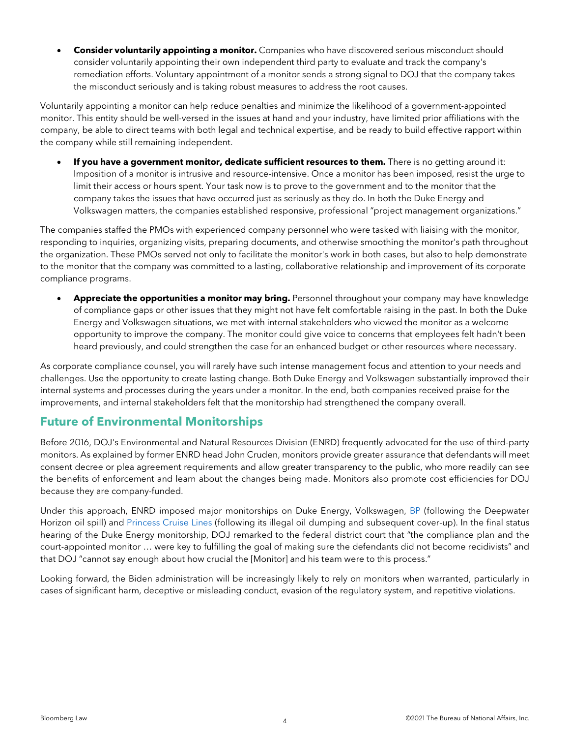- **Consider voluntarily appointing a monitor.** Companies who have discovered serious misconduct should consider voluntarily appointing their own independent third party to evaluate and track the company's remediation efforts. Voluntary appointment of a monitor sends a strong signal to DOJ that the company takes the misconduct seriously and is taking robust measures to address the root causes.

Voluntarily appointing a monitor can help reduce penalties and minimize the likelihood of a government-appointed monitor. This entity should be well-versed in the issues at hand and your industry, have limited prior affiliations with the company, be able to direct teams with both legal and technical expertise, and be ready to build effective rapport within the company while still remaining independent.

- **If you have a government monitor, dedicate sufficient resources to them.** There is no getting around it: Imposition of a monitor is intrusive and resource-intensive. Once a monitor has been imposed, resist the urge to limit their access or hours spent. Your task now is to prove to the government and to the monitor that the company takes the issues that have occurred just as seriously as they do. In both the Duke Energy and Volkswagen matters, the companies established responsive, professional "project management organizations."

The companies staffed the PMOs with experienced company personnel who were tasked with liaising with the monitor, responding to inquiries, organizing visits, preparing documents, and otherwise smoothing the monitor's path throughout the organization. These PMOs served not only to facilitate the monitor's work in both cases, but also to help demonstrate to the monitor that the company was committed to a lasting, collaborative relationship and improvement of its corporate compliance programs.

- **Appreciate the opportunities a monitor may bring.** Personnel throughout your company may have knowledge of compliance gaps or other issues that they might not have felt comfortable raising in the past. In both the Duke Energy and Volkswagen situations, we met with internal stakeholders who viewed the monitor as a welcome opportunity to improve the company. The monitor could give voice to concerns that employees felt hadn't been heard previously, and could strengthen the case for an enhanced budget or other resources where necessary.

As corporate compliance counsel, you will rarely have such intense management focus and attention to your needs and challenges. Use the opportunity to create lasting change. Both Duke Energy and Volkswagen substantially improved their internal systems and processes during the years under a monitor. In the end, both companies received praise for the improvements, and internal stakeholders felt that the monitorship had strengthened the company overall.

## Future of Environmental Monitorships

Before 2016, DOJ's Environmental and Natural Resources Division (ENRD) frequently advocated for the use of third-party monitors. As explained by former ENRD head John Cruden, monitors provide greater assurance that defendants will meet consent decree or plea agreement requirements and allow greater transparency to the public, who more readily can see the benefits of enforcement and learn about the changes being made. Monitors also promote cost efficiencies for DOJ because they are company-funded.

Under this approach, ENRD imposed major monitorships on Duke Energy, Volkswagen, BP (following the Deepwater Horizon oil spill) and Princess Cruise Lines (following its illegal oil dumping and subsequent cover-up). In the final status hearing of the Duke Energy monitorship, DOJ remarked to the federal district court that "the compliance plan and the court-appointed monitor … were key to fulfilling the goal of making sure the defendants did not become recidivists" and that DOJ "cannot say enough about how crucial the [Monitor] and his team were to this process."

Looking forward, the Biden administration will be increasingly likely to rely on monitors when warranted, particularly in cases of significant harm, deceptive or misleading conduct, evasion of the regulatory system, and repetitive violations.